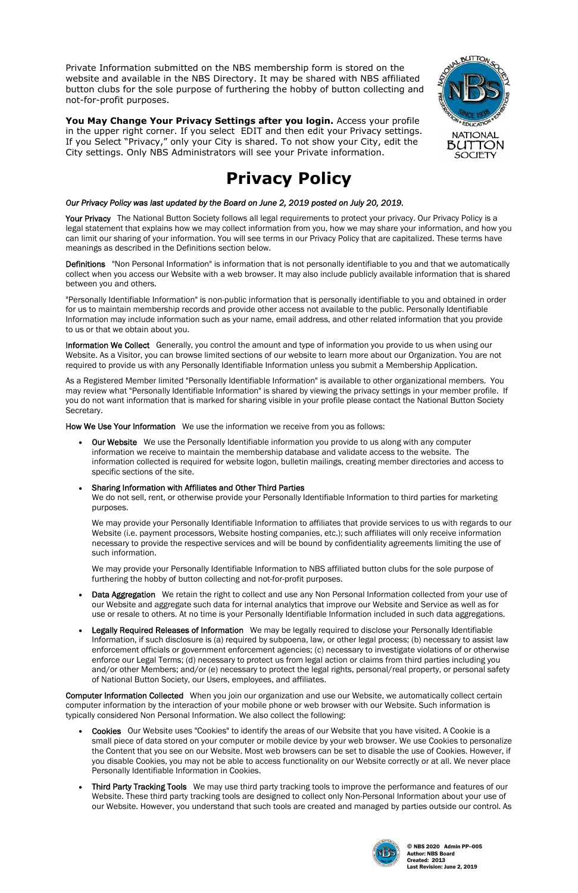Private Information submitted on the NBS membership form is stored on the website and available in the NBS Directory. It may be shared with NBS affiliated button clubs for the sole purpose of furthering the hobby of button collecting and not-for-profit purposes.

**You May Change Your Privacy Settings after you login.** Access your profile in the upper right corner. If you select EDIT and then edit your Privacy settings. If you Select "Privacy," only your City is shared. To not show your City, edit the City settings. Only NBS Administrators will see your Private information.

# Privacy Policy

*Our Privacy Policy was last updated by the Board on June 2, 2019 posted on July 20, 2019.*

**Your Privacy** The National Button Society follows all legal requirements to protect your privacy. Our Privacy Policy is a legal statement that explains how we may collect information from you, how we may share your information, and how you can limit our sharing of your information. You will see terms in our Privacy Policy that are capitalized. These terms have meanings as described in the Definitions section below.

**Definitions** "Non Personal Information" is information that is not personally identifiable to you and that we automatically collect when you access our Website with a web browser. It may also include publicly available information that is shared between you and others.

"Personally Identifiable Information" is non-public information that is personally identifiable to you and obtained in order for us to maintain membership records and provide other access not available to the public. Personally Identifiable Information may include information such as your name, email address, and other related information that you provide to us or that we obtain about you.

**Information We Collect** Generally, you control the amount and type of information you provide to us when using our Website. As a Visitor, you can browse limited sections of our website to learn more about our Organization. You are not required to provide us with any Personally Identifiable Information unless you submit a Membership Application.

As a Registered Member limited "Personally Identifiable Information" is available to other organizational members. You may review what "Personally Identifiable Information" is shared by viewing the privacy settings in your member profile. If you do not want information that is marked for sharing visible in your profile please contact the National Button Society Secretary.

**How We Use Your Information** We use the information we receive from you as follows:

- **Our Website** We use the Personally Identifiable information you provide to us along with any computer information we receive to maintain the membership database and validate access to the website. The information collected is required for website logon, bulletin mailings, creating member directories and access to specific sections of the site.
- **Sharing Information with Affiliates and Other Third Parties**
  We do not sell, rent, or otherwise provide your Personally Identifiable Information to third parties for marketing purposes.

  We may provide your Personally Identifiable Information to affiliates that provide services to us with regards to our Website (i.e. payment processors, Website hosting companies, etc.); such affiliates will only receive information necessary to provide the respective services and will be bound by confidentiality agreements limiting the use of such information.

  We may provide your Personally Identifiable Information to NBS affiliated button clubs for the sole purpose of furthering the hobby of button collecting and not-for-profit purposes.
- **Data Aggregation** We retain the right to collect and use any Non Personal Information collected from your use of our Website and aggregate such data for internal analytics that improve our Website and Service as well as for use or resale to others. At no time is your Personally Identifiable Information included in such data aggregations.
- **Legally Required Releases of Information** We may be legally required to disclose your Personally Identifiable Information, if such disclosure is (a) required by subpoena, law, or other legal process; (b) necessary to assist law enforcement officials or government enforcement agencies; (c) necessary to investigate violations of or otherwise enforce our Legal Terms; (d) necessary to protect us from legal action or claims from third parties including you and/or other Members; and/or (e) necessary to protect the legal rights, personal/real property, or personal safety of National Button Society, our Users, employees, and affiliates.

**Computer Information Collected** When you join our organization and use our Website, we automatically collect certain computer information by the interaction of your mobile phone or web browser with our Website. Such information is typically considered Non Personal Information. We also collect the following:

- **Cookies** Our Website uses "Cookies" to identify the areas of our Website that you have visited. A Cookie is a small piece of data stored on your computer or mobile device by your web browser. We use Cookies to personalize the Content that you see on our Website. Most web browsers can be set to disable the use of Cookies. However, if you disable Cookies, you may not be able to access functionality on our Website correctly or at all. We never place Personally Identifiable Information in Cookies.
- **Third Party Tracking Tools** We may use third party tracking tools to improve the performance and features of our Website. These third party tracking tools are designed to collect only Non-Personal Information about your use of our Website. However, you understand that such tools are created and managed by parties outside our control. As

© NBS 2020 Admin PP–005
Author: NBS Board
Created: 2013
Last Revision: June 2, 2019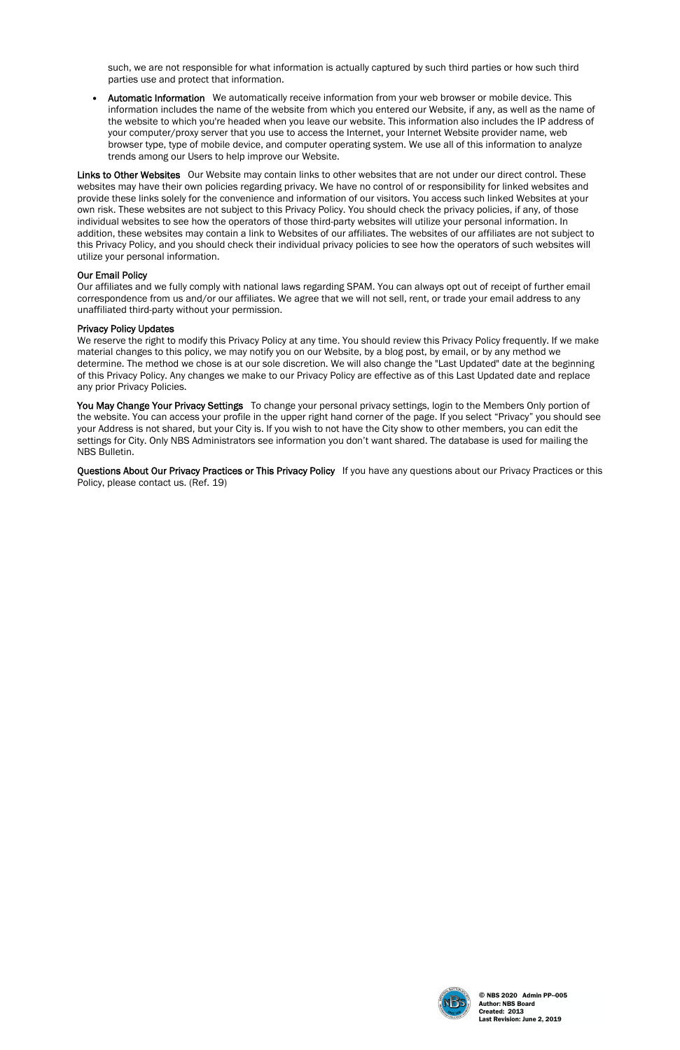such, we are not responsible for what information is actually captured by such third parties or how such third parties use and protect that information.

- **Automatic Information** We automatically receive information from your web browser or mobile device. This information includes the name of the website from which you entered our Website, if any, as well as the name of the website to which you're headed when you leave our website. This information also includes the IP address of your computer/proxy server that you use to access the Internet, your Internet Website provider name, web browser type, type of mobile device, and computer operating system. We use all of this information to analyze trends among our Users to help improve our Website.

**Links to Other Websites** Our Website may contain links to other websites that are not under our direct control. These websites may have their own policies regarding privacy. We have no control of or responsibility for linked websites and provide these links solely for the convenience and information of our visitors. You access such linked Websites at your own risk. These websites are not subject to this Privacy Policy. You should check the privacy policies, if any, of those individual websites to see how the operators of those third-party websites will utilize your personal information. In addition, these websites may contain a link to Websites of our affiliates. The websites of our affiliates are not subject to this Privacy Policy, and you should check their individual privacy policies to see how the operators of such websites will utilize your personal information.

**Our Email Policy**
Our affiliates and we fully comply with national laws regarding SPAM. You can always opt out of receipt of further email correspondence from us and/or our affiliates. We agree that we will not sell, rent, or trade your email address to any unaffiliated third-party without your permission.

**Privacy Policy Updates**
We reserve the right to modify this Privacy Policy at any time. You should review this Privacy Policy frequently. If we make material changes to this policy, we may notify you on our Website, by a blog post, by email, or by any method we determine. The method we chose is at our sole discretion. We will also change the "Last Updated" date at the beginning of this Privacy Policy. Any changes we make to our Privacy Policy are effective as of this Last Updated date and replace any prior Privacy Policies.

**You May Change Your Privacy Settings** To change your personal privacy settings, login to the Members Only portion of the website. You can access your profile in the upper right hand corner of the page. If you select "Privacy" you should see your Address is not shared, but your City is. If you wish to not have the City show to other members, you can edit the settings for City. Only NBS Administrators see information you don't want shared. The database is used for mailing the NBS Bulletin.

**Questions About Our Privacy Practices or This Privacy Policy** If you have any questions about our Privacy Practices or this Policy, please contact us. (Ref. 19)

© NBS 2020 Admin PP–005
Author: NBS Board
Created: 2013
Last Revision: June 2, 2019